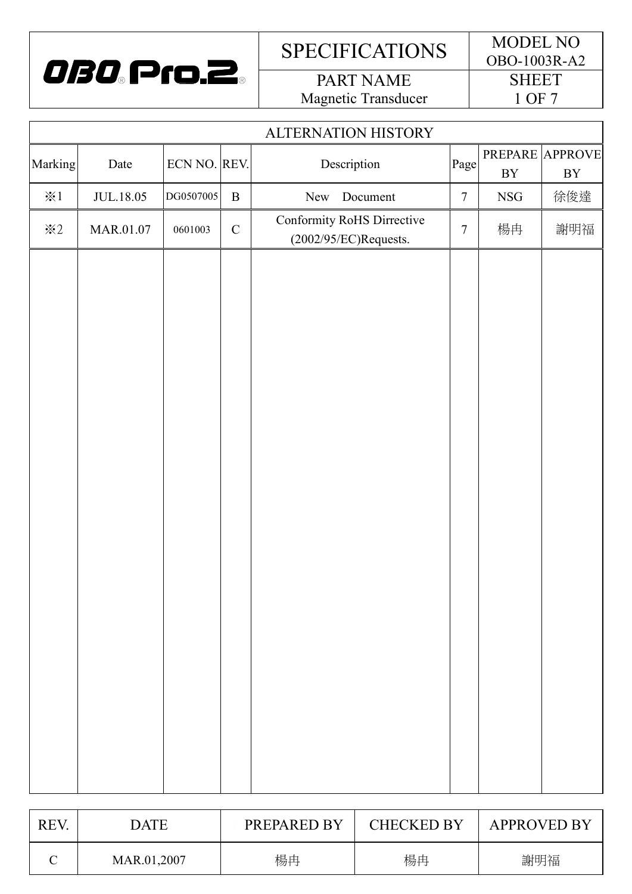| OBO Pro.2 | SPECIFICATIONS | MODEL NO OBO-1003R-A2 |
|---|---|---|
| | PART NAME Magnetic Transducer | SHEET 1 OF 7 |

## ALTERNATION HISTORY

| Marking | Date | ECN NO. | REV. | Description | Page | PREPARE BY | APPROVE BY |
|---|---|---|---|---|---|---|---|
| ※1 | JUL.18.05 | DG0507005 | B | New Document | 7 | NSG | 徐俊達 |
| ※2 | MAR.01.07 | 0601003 | C | Conformity RoHS Dirrective (2002/95/EC)Requests. | 7 | 楊冉 | 謝明福 |

| REV. | DATE | PREPARED BY | CHECKED BY | APPROVED BY |
|---|---|---|---|---|
| C | MAR.01,2007 | 楊冉 | 楊冉 | 謝明福 |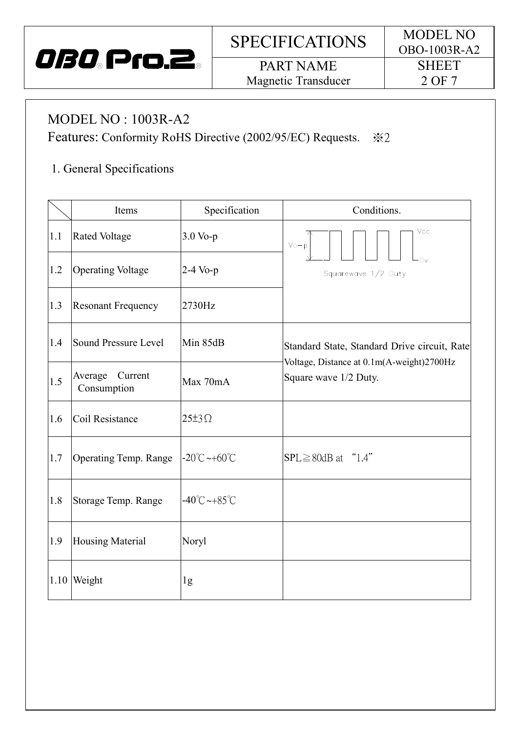## MODEL NO : 1003R-A2

Features: Conformity RoHS Directive (2002/95/EC) Requests.　※2

### 1. General Specifications

|  | Items | Specification | Conditions. |
|---|---|---|---|
| 1.1 | Rated Voltage | 3.0 Vo-p | Vo-p, Vcc, 0v, Squarewave 1/2 Duty |
| 1.2 | Operating Voltage | 2-4 Vo-p | |
| 1.3 | Resonant Frequency | 2730Hz | |
| 1.4 | Sound Pressure Level | Min 85dB | Standard State, Standard Drive circuit, Rate Voltage, Distance at 0.1m(A-weight)2700Hz Square wave 1/2 Duty. |
| 1.5 | Average Current Consumption | Max 70mA | |
| 1.6 | Coil Resistance | 25±3Ω | |
| 1.7 | Operating Temp. Range | -20℃~+60℃ | SPL≧80dB at “1.4” |
| 1.8 | Storage Temp. Range | -40℃~+85℃ | |
| 1.9 | Housing Material | Noryl | |
| 1.10 | Weight | 1g | |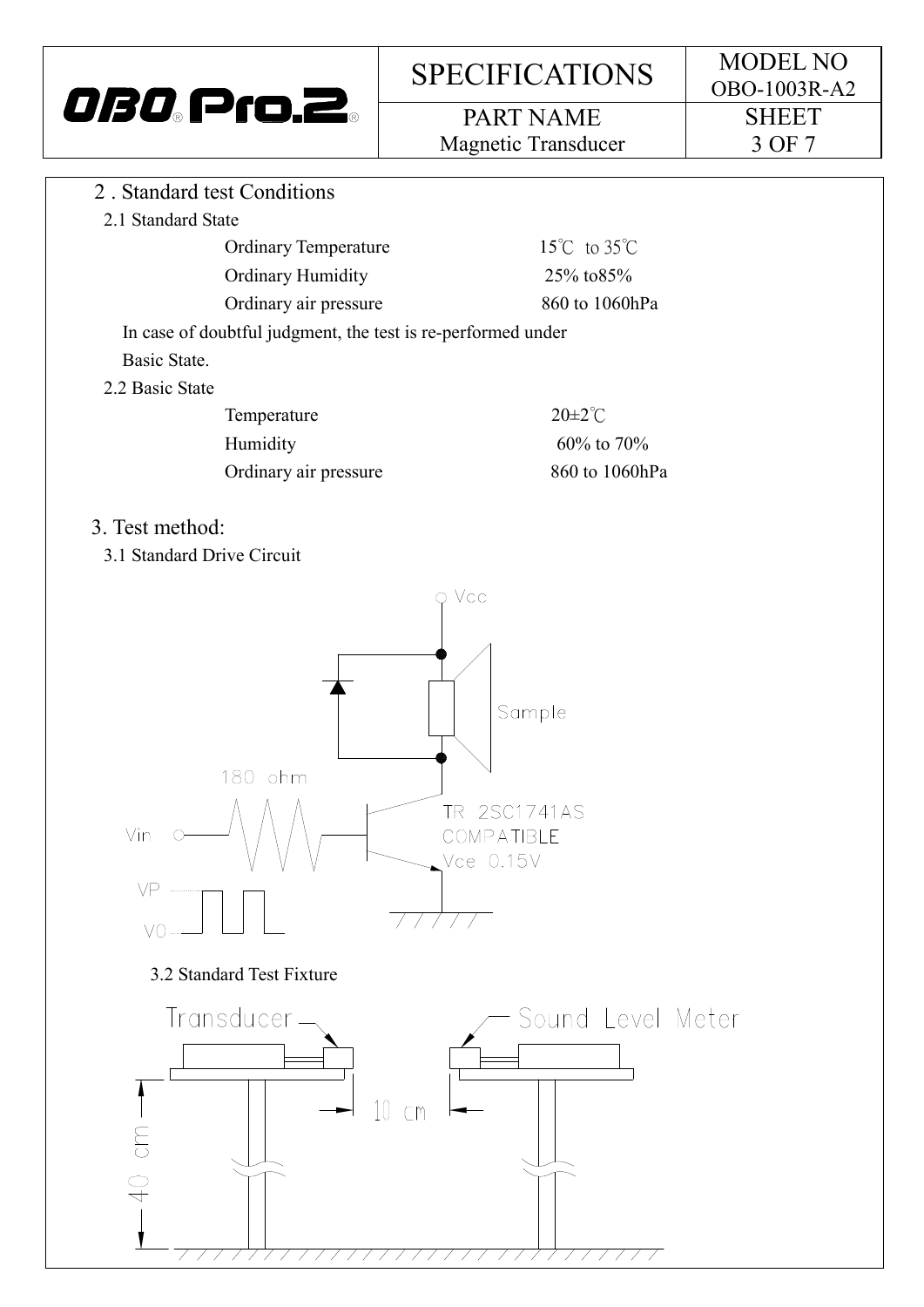## 2 . Standard test Conditions

### 2.1 Standard State

| | |
|---|---|
| Ordinary Temperature | 15℃ to 35℃ |
| Ordinary Humidity | 25% to85% |
| Ordinary air pressure | 860 to 1060hPa |

In case of doubtful judgment, the test is re-performed under Basic State.

### 2.2 Basic State

| | |
|---|---|
| Temperature | 20±2℃ |
| Humidity | 60% to 70% |
| Ordinary air pressure | 860 to 1060hPa |

## 3. Test method:

### 3.1 Standard Drive Circuit

Vcc

Sample

180 ohm

Vin

TR 2SC1741AS COMPATIBLE

Vce 0.15V

VP

V0

### 3.2 Standard Test Fixture

Transducer

Sound Level Meter

10 cm

40 cm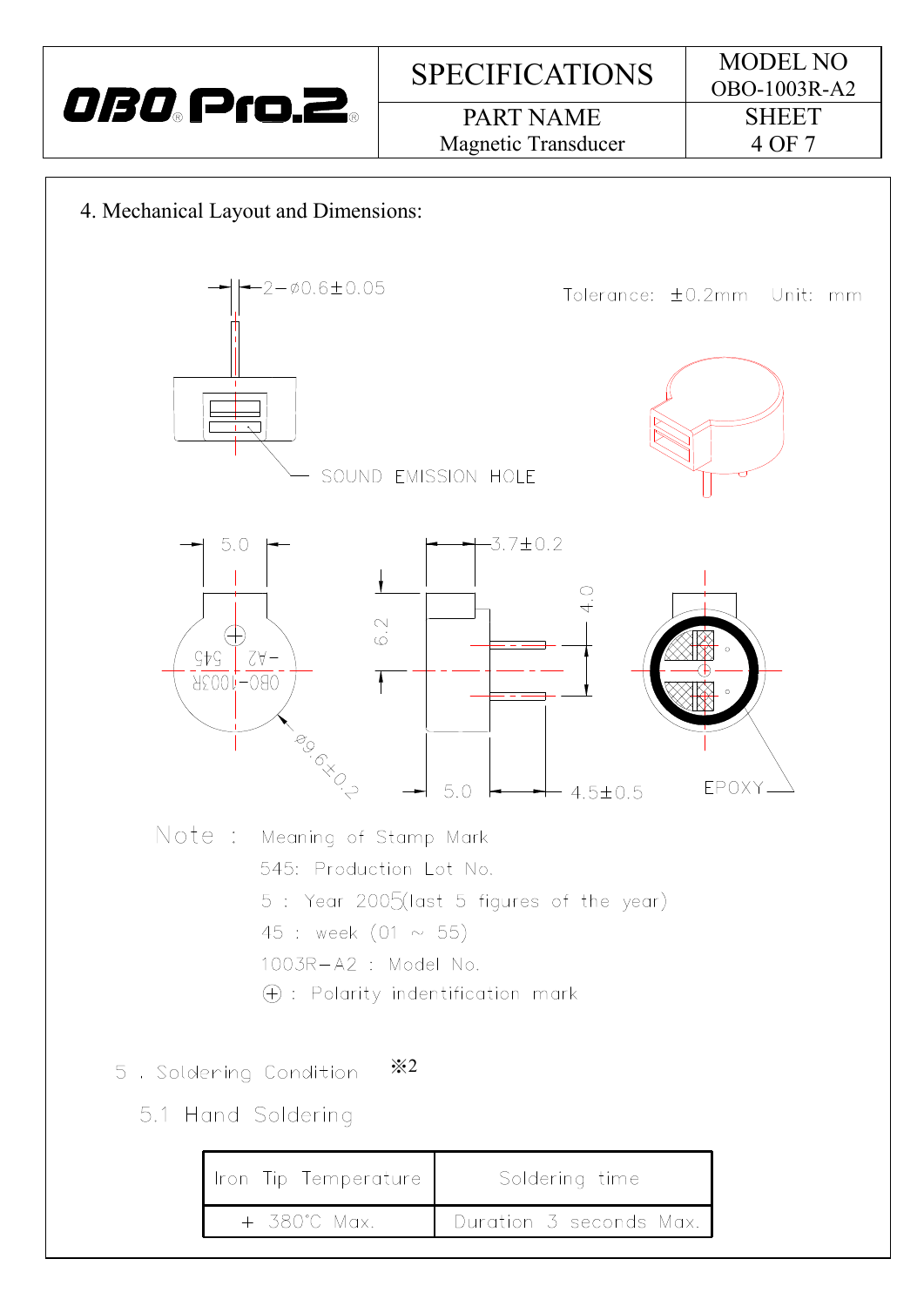## 4. Mechanical Layout and Dimensions:

2−ø0.6±0.05

Tolerance: ±0.2mm Unit: mm

SOUND EMISSION HOLE

5.0

3.7±0.2

6.2

4.0

ø9.6±0.2

5.0

4.5±0.5

EPOXY

Note : Meaning of Stamp Mark

545: Production Lot No.

5 : Year 2005(last 5 figures of the year)

45 : week (01 ~ 55)

1003R−A2 : Model No.

⊕ : Polarity indentification mark

## 5 . Soldering Condition ※2

### 5.1 Hand Soldering

| Iron Tip Temperature | Soldering time |
|---|---|
| + 380°C Max. | Duration 3 seconds Max. |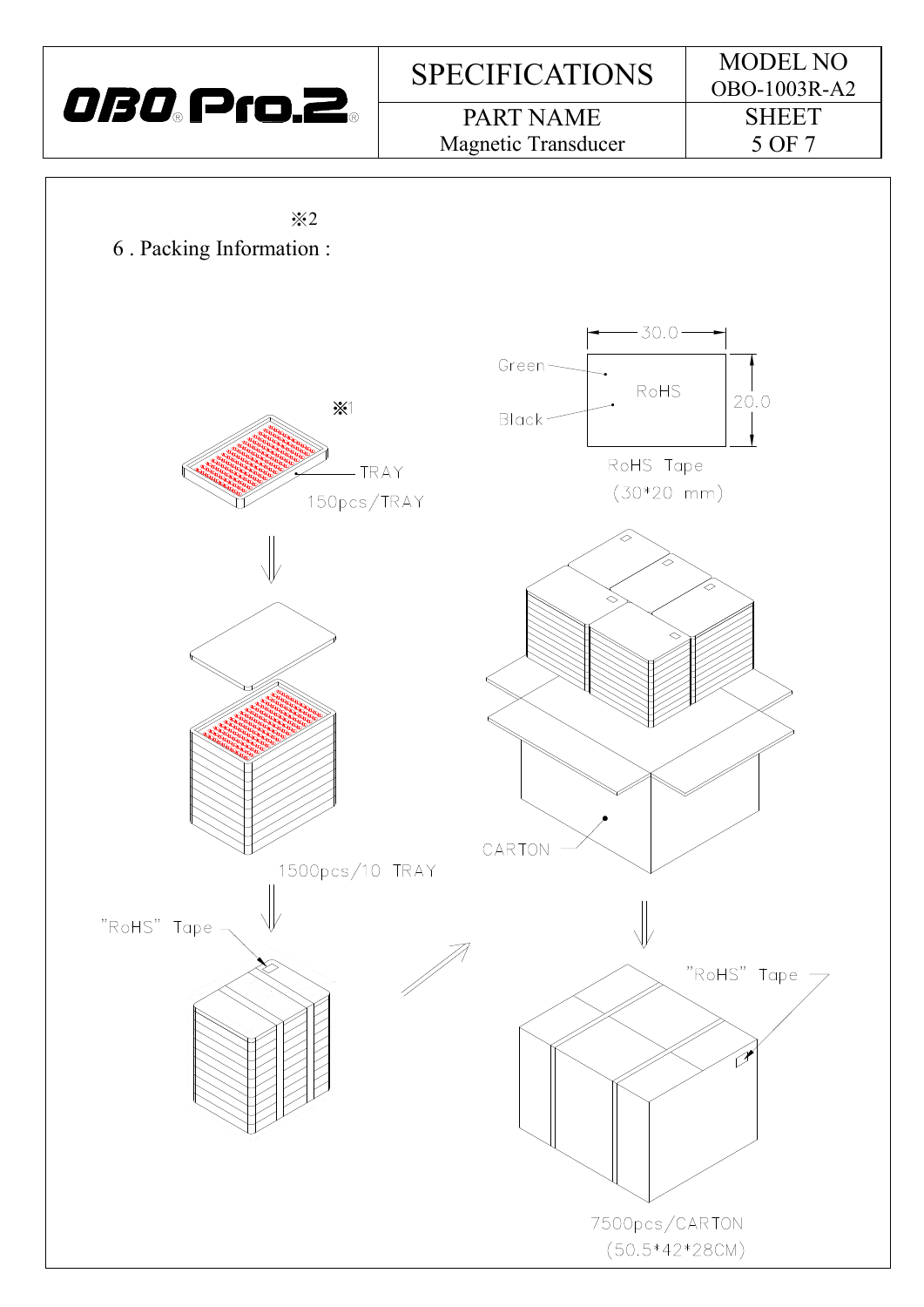※2

## 6 . Packing Information :

※1

TRAY

150pcs/TRAY

Green

RoHS

Black

30.0

20.0

RoHS Tape
(30*20 mm)

1500pcs/10 TRAY

CARTON

"RoHS" Tape

"RoHS" Tape

7500pcs/CARTON
(50.5*42*28CM)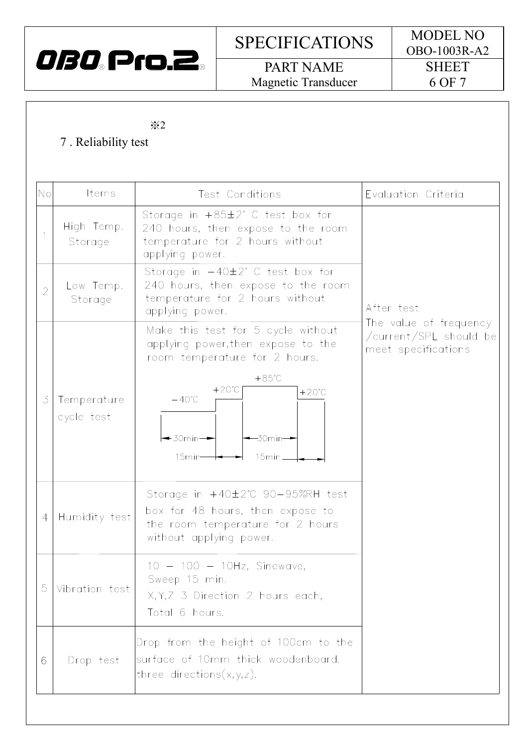※2

## 7 . Reliability test

| No | Items | Test Conditions | Evaluation Criteria |
|---|---|---|---|
| 1 | High Temp. Storage | Storage in +85±2° C test box for 240 hours, then expose to the room temperature for 2 hours without applying power. | After test The value of frequency /current/SPL should be meet specifications |
| 2 | Low Temp. Storage | Storage in −40±2° C test box for 240 hours, then expose to the room temperature for 2 hours without applying power. | |
| 3 | Temperature cycle test | Make this test for 5 cycle without applying power,then expose to the room temperature for 2 hours. −40℃ (30min) → +20℃ (15min) → +85℃ (30min) → +20℃ (15min) | |
| 4 | Humidity test | Storage in +40±2℃ 90−95%RH test box for 48 hours, then expose to the room temperature for 2 hours without applying power. | |
| 5 | Vibration test | 10 − 100 − 10Hz, Sinewave, Sweep 15 min. X,Y,Z 3 Direction 2 hours each, Total 6 hours. | |
| 6 | Drop test | Drop from the height of 100cm to the surface of 10mm thick woodenboard. three directions(x,y,z). | |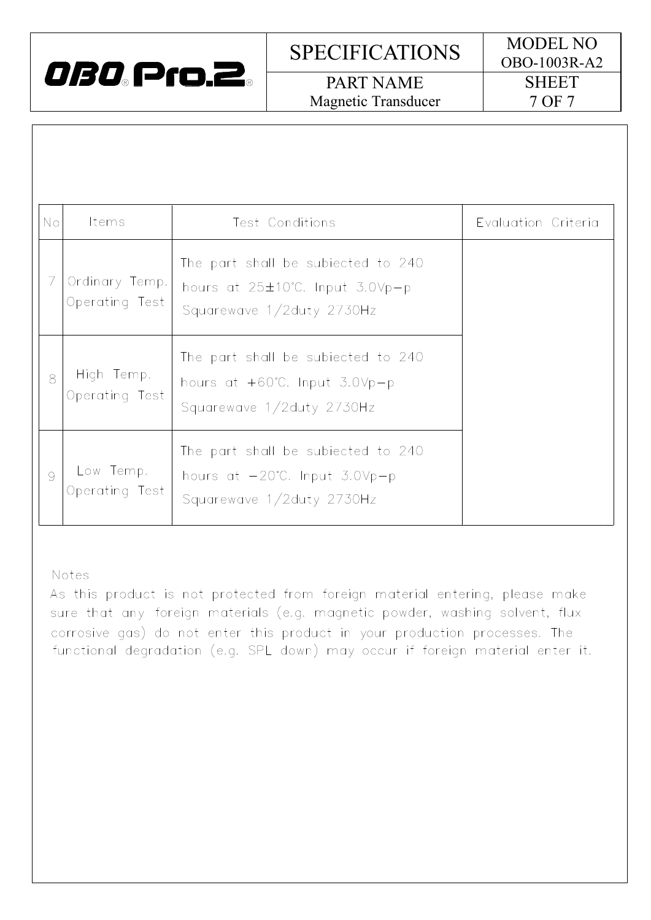| No | Items | Test Conditions | Evaluation Criteria |
|---|---|---|---|
| 7 | Ordinary Temp. Operating Test | The part shall be subiected to 240 hours at 25±10℃. Input 3.0Vp−p Squarewave 1/2duty 2730Hz | |
| 8 | High Temp. Operating Test | The part shall be subiected to 240 hours at +60℃. Input 3.0Vp−p Squarewave 1/2duty 2730Hz | |
| 9 | Low Temp. Operating Test | The part shall be subiected to 240 hours at −20℃. Input 3.0Vp−p Squarewave 1/2duty 2730Hz | |

Notes

As this product is not protected from foreign material entering, please make sure that any foreign materials (e.g. magnetic powder, washing solvent, flux corrosive gas) do not enter this product in your production processes. The functional degradation (e.g. SPL down) may occur if foreign material enter it.